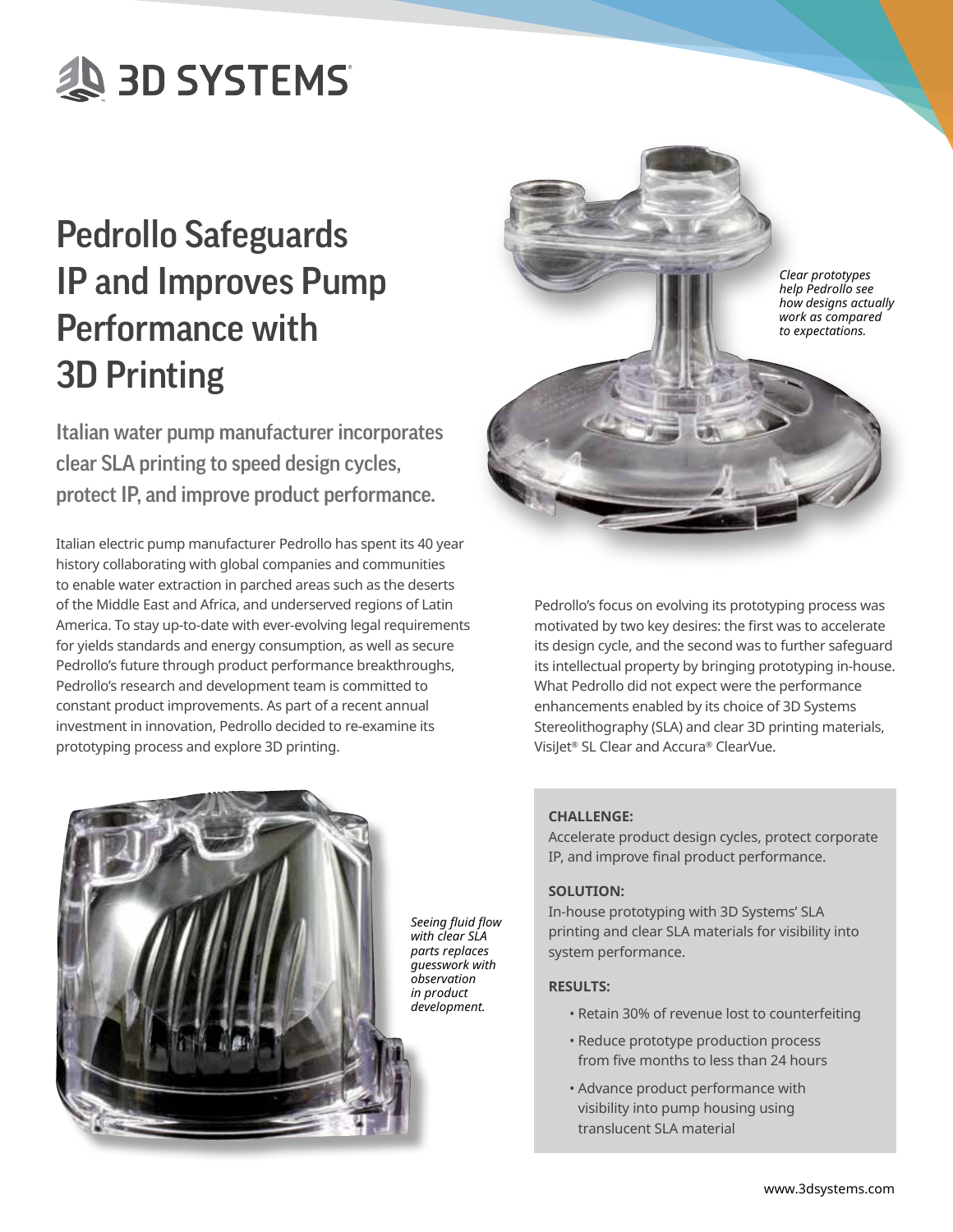# Pedrollo Safeguards IP and Improves Pump Performance with 3D Printing

## Italian water pump manufacturer incorporates clear SLA printing to speed design cycles, protect IP, and improve product performance.

Italian electric pump manufacturer Pedrollo has spent its 40 year history collaborating with global companies and communities to enable water extraction in parched areas such as the deserts of the Middle East and Africa, and underserved regions of Latin America. To stay up-to-date with ever-evolving legal requirements for yields standards and energy consumption, as well as secure Pedrollo's future through product performance breakthroughs, Pedrollo's research and development team is committed to constant product improvements. As part of a recent annual investment in innovation, Pedrollo decided to re-examine its prototyping process and explore 3D printing.

*Clear prototypes help Pedrollo see how designs actually work as compared to expectations.*

Pedrollo's focus on evolving its prototyping process was motivated by two key desires: the first was to accelerate its design cycle, and the second was to further safeguard its intellectual property by bringing prototyping in-house. What Pedrollo did not expect were the performance enhancements enabled by its choice of 3D Systems Stereolithography (SLA) and clear 3D printing materials, VisiJet® SL Clear and Accura® ClearVue.

*Seeing fluid flow with clear SLA parts replaces guesswork with observation in product development.*

**CHALLENGE:**

Accelerate product design cycles, protect corporate IP, and improve final product performance.

**SOLUTION:**

In-house prototyping with 3D Systems' SLA printing and clear SLA materials for visibility into system performance.

**RESULTS:**

- Retain 30% of revenue lost to counterfeiting
- Reduce prototype production process from five months to less than 24 hours
- Advance product performance with visibility into pump housing using translucent SLA material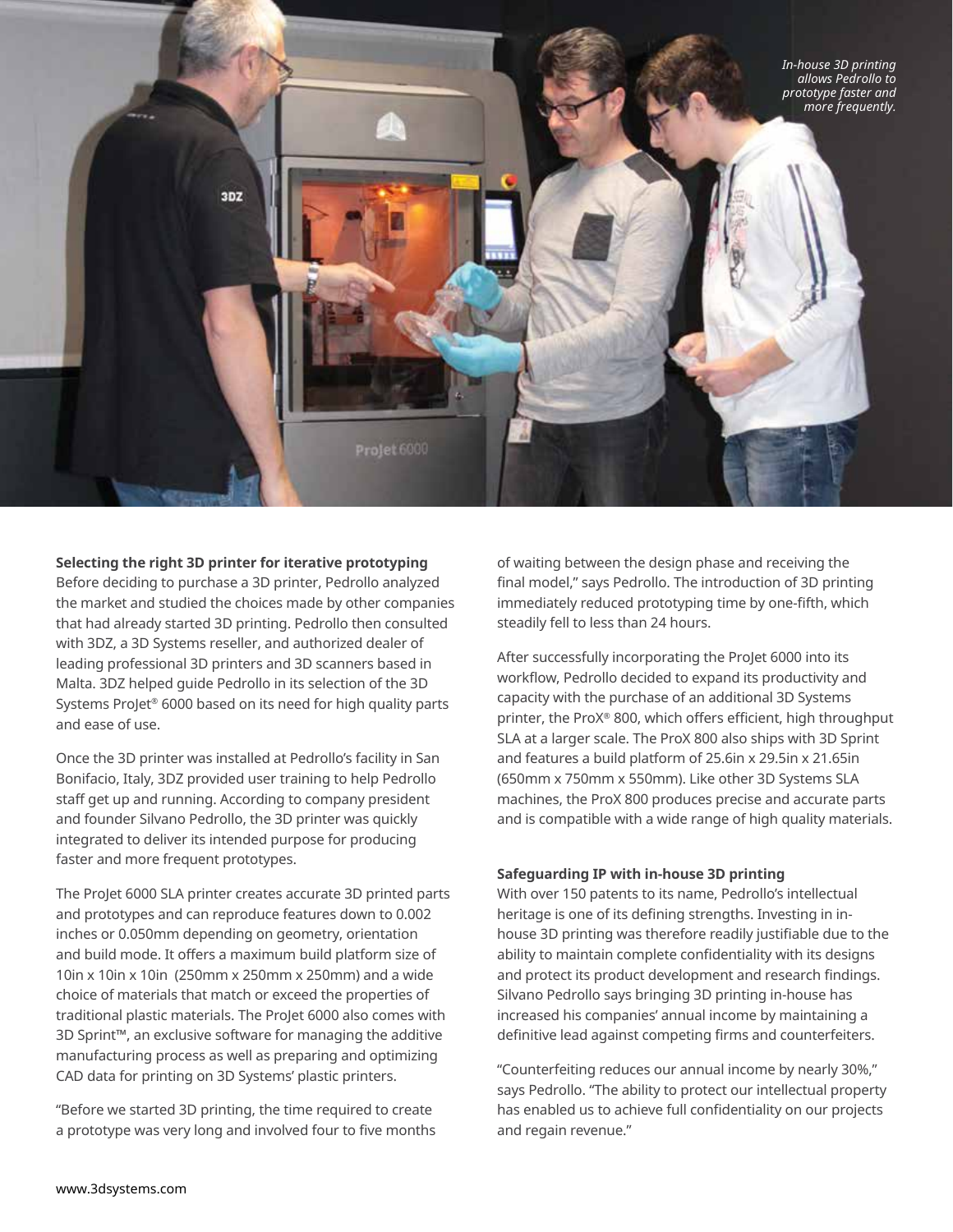*In-house 3D printing allows Pedrollo to prototype faster and more frequently.*

**Selecting the right 3D printer for iterative prototyping**

Before deciding to purchase a 3D printer, Pedrollo analyzed the market and studied the choices made by other companies that had already started 3D printing. Pedrollo then consulted with 3DZ, a 3D Systems reseller, and authorized dealer of leading professional 3D printers and 3D scanners based in Malta. 3DZ helped guide Pedrollo in its selection of the 3D Systems ProJet® 6000 based on its need for high quality parts and ease of use.

Once the 3D printer was installed at Pedrollo's facility in San Bonifacio, Italy, 3DZ provided user training to help Pedrollo staff get up and running. According to company president and founder Silvano Pedrollo, the 3D printer was quickly integrated to deliver its intended purpose for producing faster and more frequent prototypes.

The ProJet 6000 SLA printer creates accurate 3D printed parts and prototypes and can reproduce features down to 0.002 inches or 0.050mm depending on geometry, orientation and build mode. It offers a maximum build platform size of 10in x 10in x 10in (250mm x 250mm x 250mm) and a wide choice of materials that match or exceed the properties of traditional plastic materials. The ProJet 6000 also comes with 3D Sprint™, an exclusive software for managing the additive manufacturing process as well as preparing and optimizing CAD data for printing on 3D Systems' plastic printers.

"Before we started 3D printing, the time required to create a prototype was very long and involved four to five months of waiting between the design phase and receiving the final model," says Pedrollo. The introduction of 3D printing immediately reduced prototyping time by one-fifth, which steadily fell to less than 24 hours.

After successfully incorporating the ProJet 6000 into its workflow, Pedrollo decided to expand its productivity and capacity with the purchase of an additional 3D Systems printer, the ProX® 800, which offers efficient, high throughput SLA at a larger scale. The ProX 800 also ships with 3D Sprint and features a build platform of 25.6in x 29.5in x 21.65in (650mm x 750mm x 550mm). Like other 3D Systems SLA machines, the ProX 800 produces precise and accurate parts and is compatible with a wide range of high quality materials.

**Safeguarding IP with in-house 3D printing**

With over 150 patents to its name, Pedrollo's intellectual heritage is one of its defining strengths. Investing in in-house 3D printing was therefore readily justifiable due to the ability to maintain complete confidentiality with its designs and protect its product development and research findings. Silvano Pedrollo says bringing 3D printing in-house has increased his companies' annual income by maintaining a definitive lead against competing firms and counterfeiters.

"Counterfeiting reduces our annual income by nearly 30%," says Pedrollo. "The ability to protect our intellectual property has enabled us to achieve full confidentiality on our projects and regain revenue."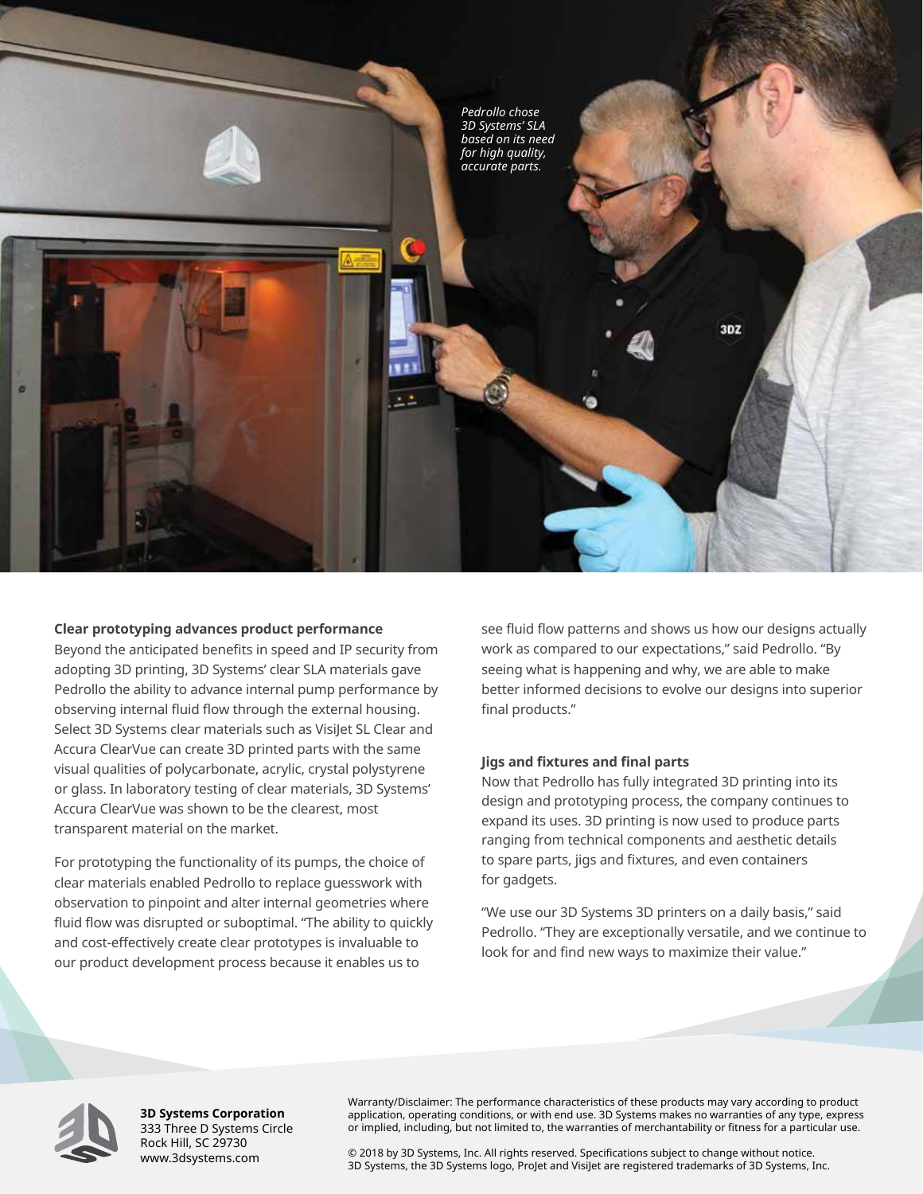*Pedrollo chose 3D Systems' SLA based on its need for high quality, accurate parts.*

**Clear prototyping advances product performance**

Beyond the anticipated benefits in speed and IP security from adopting 3D printing, 3D Systems' clear SLA materials gave Pedrollo the ability to advance internal pump performance by observing internal fluid flow through the external housing. Select 3D Systems clear materials such as VisiJet SL Clear and Accura ClearVue can create 3D printed parts with the same visual qualities of polycarbonate, acrylic, crystal polystyrene or glass. In laboratory testing of clear materials, 3D Systems' Accura ClearVue was shown to be the clearest, most transparent material on the market.

For prototyping the functionality of its pumps, the choice of clear materials enabled Pedrollo to replace guesswork with observation to pinpoint and alter internal geometries where fluid flow was disrupted or suboptimal. "The ability to quickly and cost-effectively create clear prototypes is invaluable to our product development process because it enables us to see fluid flow patterns and shows us how our designs actually work as compared to our expectations," said Pedrollo. "By seeing what is happening and why, we are able to make better informed decisions to evolve our designs into superior final products."

**Jigs and fixtures and final parts**

Now that Pedrollo has fully integrated 3D printing into its design and prototyping process, the company continues to expand its uses. 3D printing is now used to produce parts ranging from technical components and aesthetic details to spare parts, jigs and fixtures, and even containers for gadgets.

"We use our 3D Systems 3D printers on a daily basis," said Pedrollo. "They are exceptionally versatile, and we continue to look for and find new ways to maximize their value."

**3D Systems Corporation**
333 Three D Systems Circle
Rock Hill, SC 29730
www.3dsystems.com

Warranty/Disclaimer: The performance characteristics of these products may vary according to product application, operating conditions, or with end use. 3D Systems makes no warranties of any type, express or implied, including, but not limited to, the warranties of merchantability or fitness for a particular use.

© 2018 by 3D Systems, Inc. All rights reserved. Specifications subject to change without notice. 3D Systems, the 3D Systems logo, ProJet and VisiJet are registered trademarks of 3D Systems, Inc.